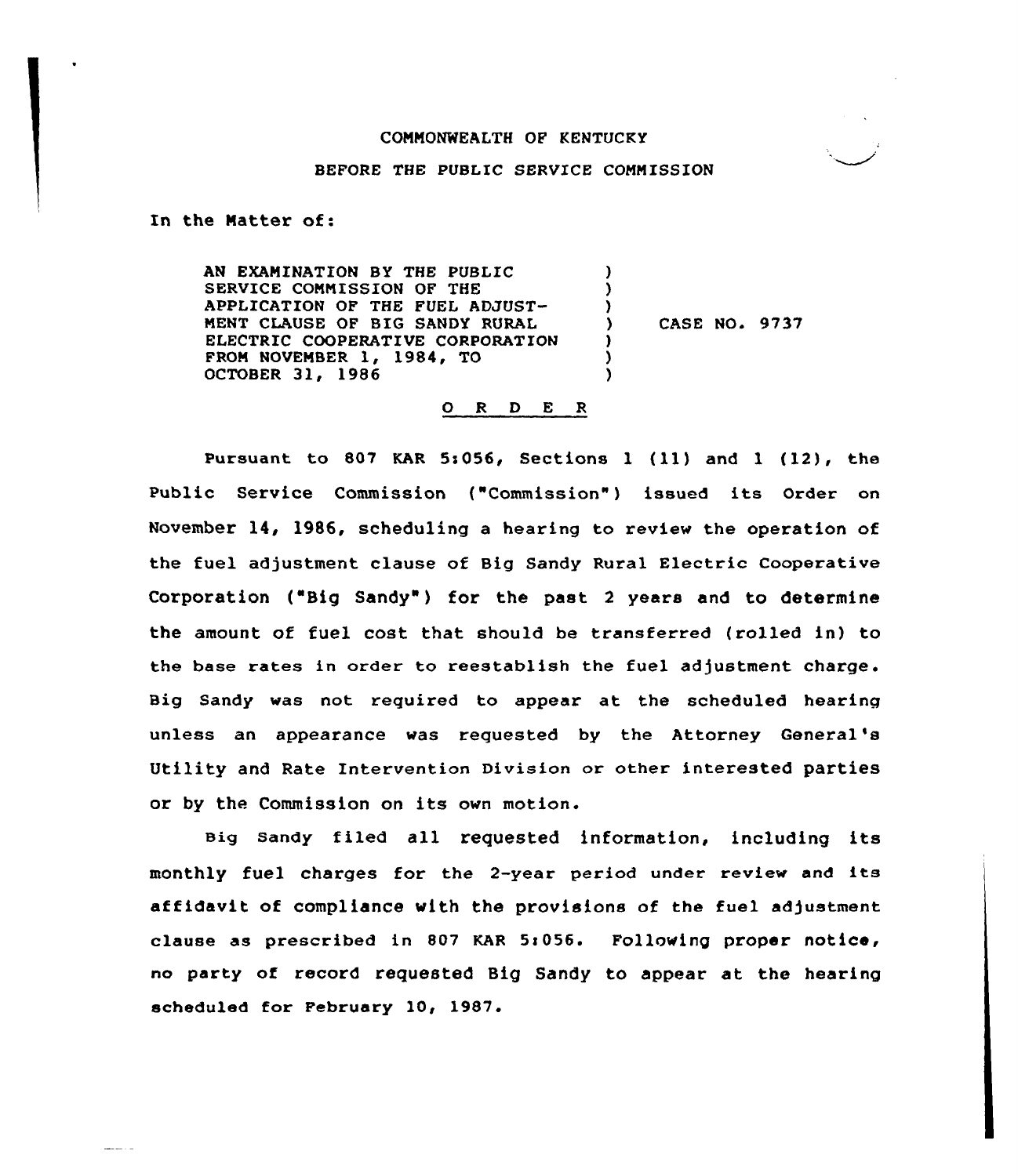COMMONWEALTH OF KENTUCKY

BEFORE THE PUBLIC SERVICE COMMISSION

In the Matter of:

AN EXAMINATION BY THE PUBLIC SERVICE COMMISSION OF THE APPLICATION OF THE FUEL ADJUSTMENT CLAUSE OF BIG SANDY RURAL ELECTRIC COOPERATIVE CORPORATION FROM NOVEMBER 1, 1984, TO OCTOBER 31, 1986 ) CASE NO. 9737

O R D E R

Pursuant to 807 KAR 5:056, Sections 1 (11) and 1 (12), the Public Service Commission ("Commission") issued its Order on November 14, 1986, scheduling a hearing to review the operation of the fuel adjustment clause of Big Sandy Rural Electric Cooperative Corporation ("Big Sandy") for the past 2 years and to determine the amount of fuel cost that should be transferred (rolled in) to the base rates in order to reestablish the fuel adjustment charge. Big Sandy was not required to appear at the scheduled hearing unless an appearance was requested by the Attorney General's Utility and Rate Intervention Division or other interested parties or by the Commission on its own motion.

Big Sandy filed all requested information, including its monthly fuel charges for the 2-year period under review and its affidavit of compliance with the provisions of the fuel adjustment clause as prescribed in 807 KAR 5:056. Following proper notice, no party of record requested Big Sandy to appear at the hearing scheduled for February 10, 1987.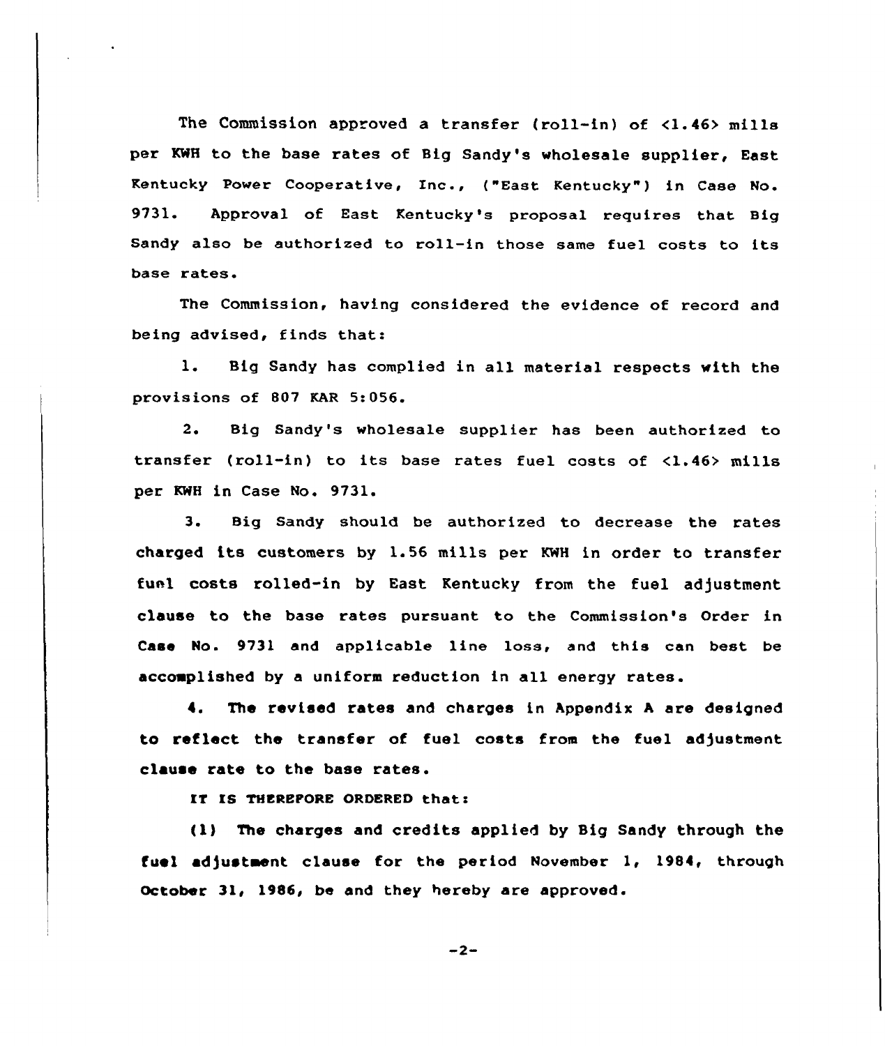The Commission approved a transfer (roll-in) of <1.46> mills per KWH to the base rates of Big Sandy's wholesale supplier, East Kentucky Power Cooperative, Inc., ("East Kentucky") in Case No. 9731. Approval of East Kentucky's proposal requires that Big Sandy also be authorized to roll-in those same fuel costs to its base rates.

The Commission, having considered the evidence of record and being advised, finds that:

1. Big Sandy has complied in all material respects with the provisions of 807 KAR 5:056.

2. Big Sandy's wholesale supplier has been authorized to transfer (roll-in) to its base rates fuel costs of <1.46> mills per KWH in Case No. 9731.

3. Big Sandy should be authorized to decrease the rates charged its customers by 1.56 mills per KWH in order to transfer fuel costs rolled-in by East Kentucky from the fuel adjustment clause to the base rates pursuant to the Commission's Order in Case No. 9731 and applicable line loss, and this can best be accomplished by a uniform reduction in all energy rates.

4. The revised rates and charges in Appendix A are designed to reflect the transfer of fuel costs from the fuel adjustment clause rate to the base rates.

IT IS THEREFORE ORDERED that:

(1) The charges and credits applied by Big Sandy through the fuel adjustment clause for the period November 1, 1984, through October 31, 1986, be and they hereby are approved.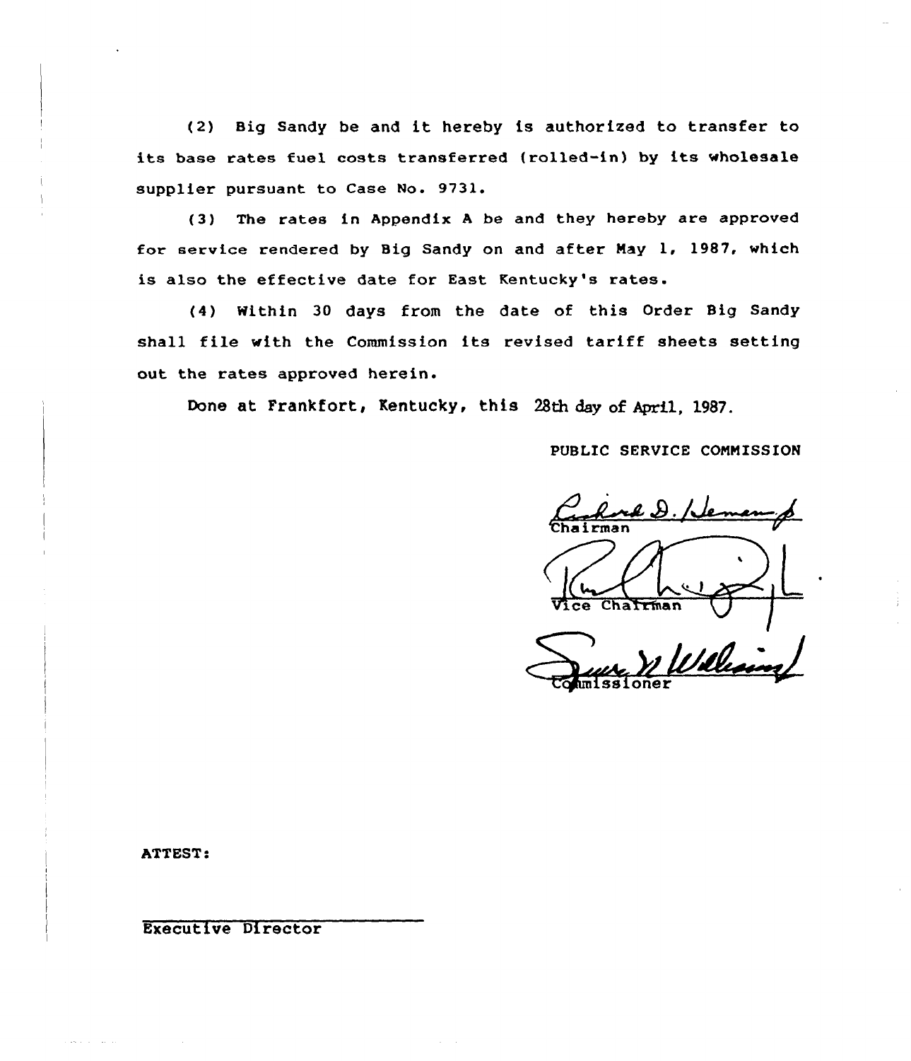(2) Big Sandy be and it hereby is authorized to transfer to its base rates fuel costs transferred (rolled-in) by its wholesale supplier pursuant to Case No. 9731.

(3) The rates in Appendix A be and they hereby are approved for service rendered by Big Sandy on and after May 1, 1987, which is also the effective date for East Kentucky's rates.

(4) Within 30 days from the date of this Order Big Sandy shall file with the Commission its revised tariff sheets setting out the rates approved herein.

Done at Frankfort, Kentucky, this 28th day of April, 1987.

PUBLIC SERVICE COMMISSION

Chairman

Vice Chairman

Commissioner

ATTEST:

Executive Director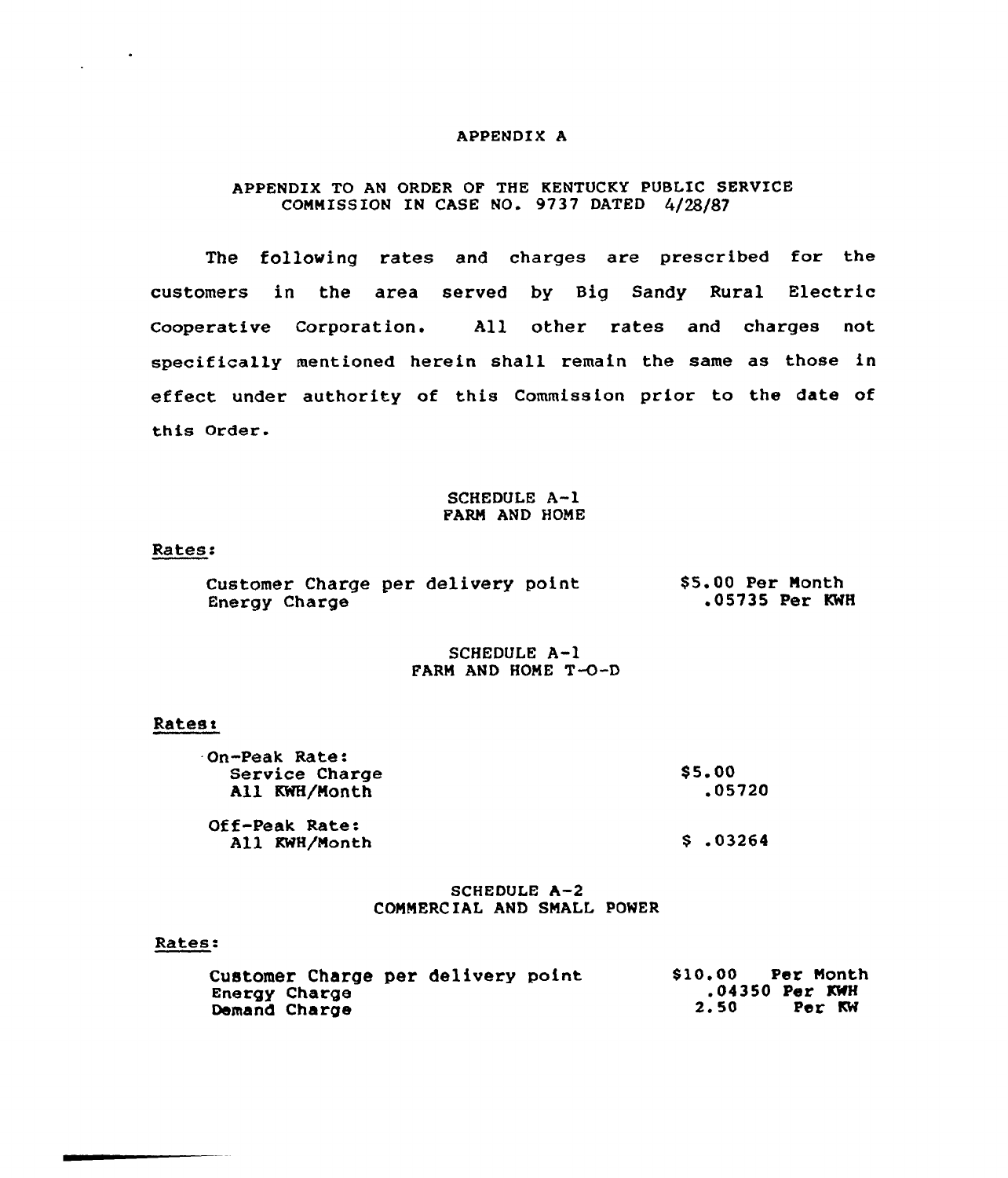# APPENDIX A

## APPENDIX TO AN ORDER OF THE KENTUCKY PUBLIC SERVICE COMMISSION IN CASE NO. 9737 DATED 4/28/87

The following rates and charges are prescribed for the customers in the area served by Big Sandy Rural Electric Cooperative Corporation. All other rates and charges not specifically mentioned herein shall remain the same as those in effect under authority of this Commission prior to the date of this Order.

### SCHEDULE A-1
### FARM AND HOME

Rates:

| | |
|---|---|
| Customer Charge per delivery point | $5.00 Per Month |
| Energy Charge | .05735 Per KWH |

### SCHEDULE A-1
### FARM AND HOME T-O-D

Rates:

| | |
|---|---|
| On-Peak Rate: | |
| Service Charge | $5.00 |
| All KWH/Month | .05720 |
| Off-Peak Rate: | |
| All KWH/Month | $ .03264 |

### SCHEDULE A-2
### COMMERCIAL AND SMALL POWER

Rates:

| | |
|---|---|
| Customer Charge per delivery point | $10.00 Per Month |
| Energy Charge | .04350 Per KWH |
| Demand Charge | 2.50 Per KW |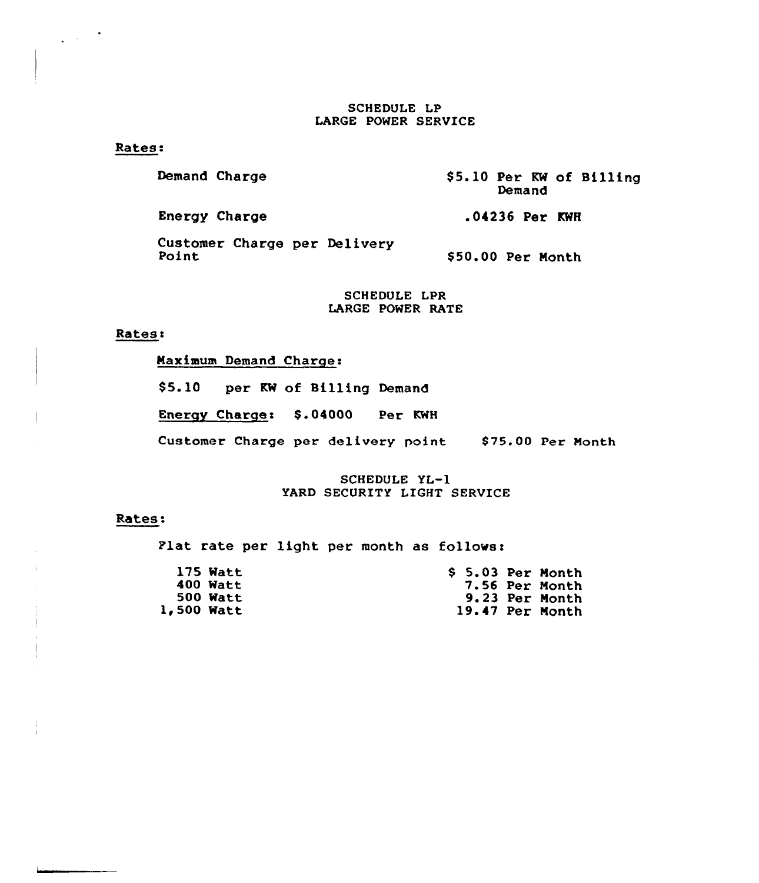## SCHEDULE LP
## LARGE POWER SERVICE

Rates:

| | |
|---|---|
| Demand Charge | \$5.10 Per KW of Billing Demand |
| Energy Charge | .04236 Per KWH |
| Customer Charge per Delivery Point | \$50.00 Per Month |

## SCHEDULE LPR
## LARGE POWER RATE

Rates:

Maximum Demand Charge:

\$5.10 per KW of Billing Demand

Energy Charge: \$.04000 Per KWH

Customer Charge per delivery point \$75.00 Per Month

## SCHEDULE YL-1
## YARD SECURITY LIGHT SERVICE

Rates:

Flat rate per light per month as follows:

| | |
|---|---|
| 175 Watt | \$ 5.03 Per Month |
| 400 Watt | 7.56 Per Month |
| 500 Watt | 9.23 Per Month |
| 1,500 Watt | 19.47 Per Month |